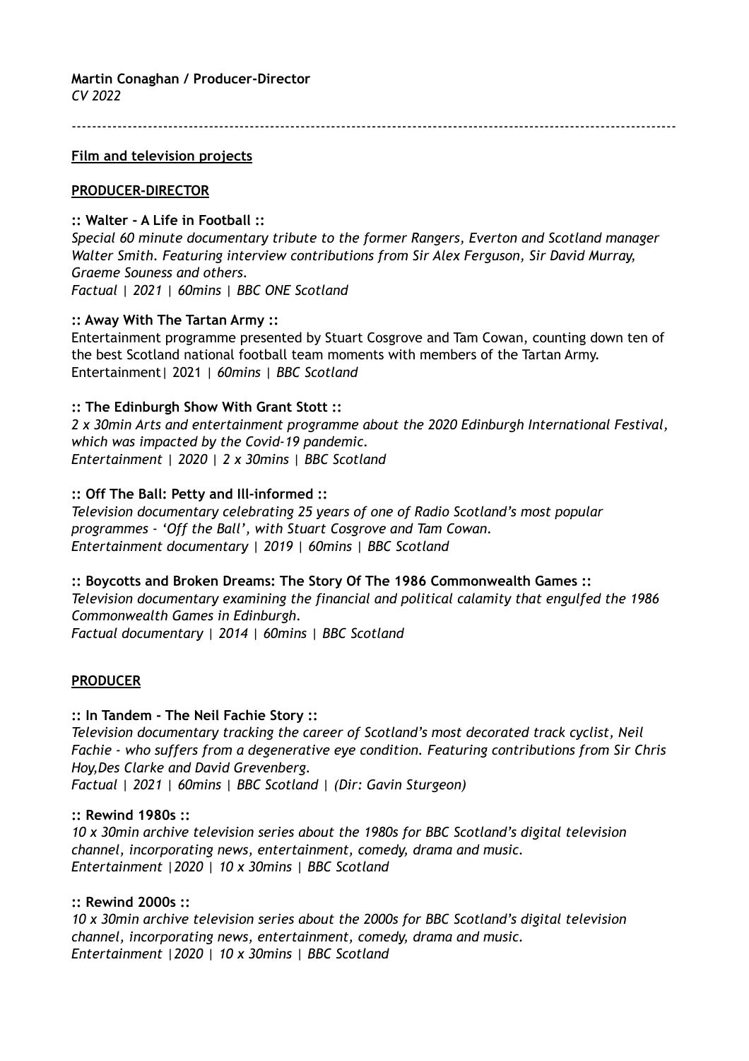**Martin Conaghan / Producer-Director**
*CV 2022*

---

**Film and television projects**

**PRODUCER-DIRECTOR**

**:: Walter - A Life in Football ::**
*Special 60 minute documentary tribute to the former Rangers, Everton and Scotland manager Walter Smith. Featuring interview contributions from Sir Alex Ferguson, Sir David Murray, Graeme Souness and others.*
*Factual | 2021 | 60mins | BBC ONE Scotland*

**:: Away With The Tartan Army ::**
Entertainment programme presented by Stuart Cosgrove and Tam Cowan, counting down ten of the best Scotland national football team moments with members of the Tartan Army.
Entertainment| 2021 | *60mins | BBC Scotland*

**:: The Edinburgh Show With Grant Stott ::**
*2 x 30min Arts and entertainment programme about the 2020 Edinburgh International Festival, which was impacted by the Covid-19 pandemic.*
*Entertainment | 2020 | 2 x 30mins | BBC Scotland*

**:: Off The Ball: Petty and Ill-informed ::**
*Television documentary celebrating 25 years of one of Radio Scotland's most popular programmes - 'Off the Ball', with Stuart Cosgrove and Tam Cowan.*
*Entertainment documentary | 2019 | 60mins | BBC Scotland*

**:: Boycotts and Broken Dreams: The Story Of The 1986 Commonwealth Games ::**
*Television documentary examining the financial and political calamity that engulfed the 1986 Commonwealth Games in Edinburgh.*
*Factual documentary | 2014 | 60mins | BBC Scotland*

**PRODUCER**

**:: In Tandem - The Neil Fachie Story ::**
*Television documentary tracking the career of Scotland's most decorated track cyclist, Neil Fachie - who suffers from a degenerative eye condition. Featuring contributions from Sir Chris Hoy,Des Clarke and David Grevenberg.*
*Factual | 2021 | 60mins | BBC Scotland | (Dir: Gavin Sturgeon)*

**:: Rewind 1980s ::**
*10 x 30min archive television series about the 1980s for BBC Scotland's digital television channel, incorporating news, entertainment, comedy, drama and music.*
*Entertainment |2020 | 10 x 30mins | BBC Scotland*

**:: Rewind 2000s ::**
*10 x 30min archive television series about the 2000s for BBC Scotland's digital television channel, incorporating news, entertainment, comedy, drama and music.*
*Entertainment |2020 | 10 x 30mins | BBC Scotland*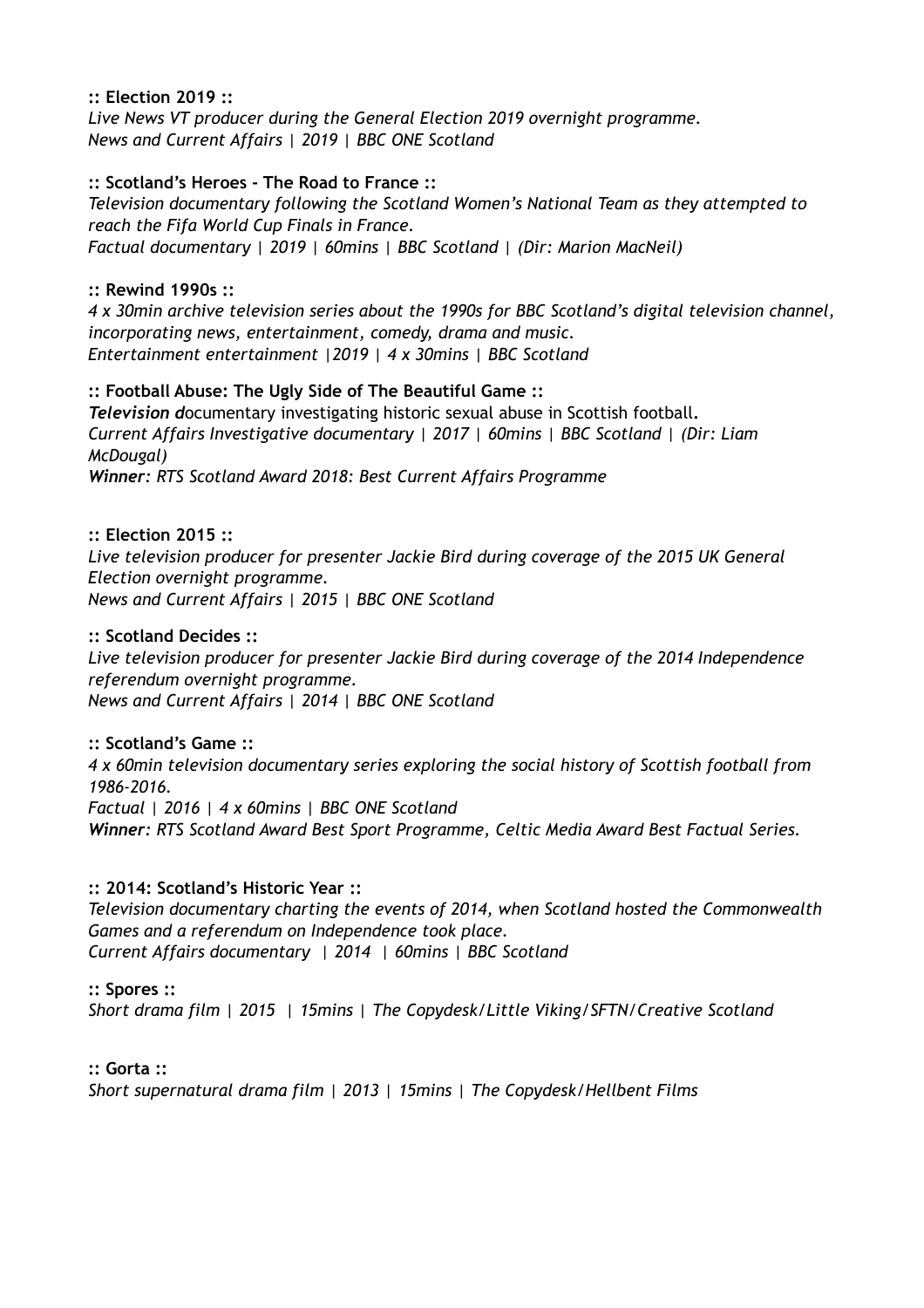**:: Election 2019 ::**
*Live News VT producer during the General Election 2019 overnight programme.*
*News and Current Affairs | 2019 | BBC ONE Scotland*

**:: Scotland's Heroes - The Road to France ::**
*Television documentary following the Scotland Women's National Team as they attempted to reach the Fifa World Cup Finals in France.*
*Factual documentary | 2019 | 60mins | BBC Scotland | (Dir: Marion MacNeil)*

**:: Rewind 1990s ::**
*4 x 30min archive television series about the 1990s for BBC Scotland's digital television channel, incorporating news, entertainment, comedy, drama and music.*
*Entertainment entertainment |2019 | 4 x 30mins | BBC Scotland*

**:: Football Abuse: The Ugly Side of The Beautiful Game ::**
***Television d**ocumentary investigating historic sexual abuse in Scottish football.*
*Current Affairs Investigative documentary | 2017 | 60mins | BBC Scotland | (Dir: Liam McDougal)*
***Winner**: RTS Scotland Award 2018: Best Current Affairs Programme*

**:: Election 2015 ::**
*Live television producer for presenter Jackie Bird during coverage of the 2015 UK General Election overnight programme.*
*News and Current Affairs | 2015 | BBC ONE Scotland*

**:: Scotland Decides ::**
*Live television producer for presenter Jackie Bird during coverage of the 2014 Independence referendum overnight programme.*
*News and Current Affairs | 2014 | BBC ONE Scotland*

**:: Scotland's Game ::**
*4 x 60min television documentary series exploring the social history of Scottish football from 1986-2016.*
*Factual | 2016 | 4 x 60mins | BBC ONE Scotland*
***Winner**: RTS Scotland Award Best Sport Programme, Celtic Media Award Best Factual Series.*

**:: 2014: Scotland's Historic Year ::**
*Television documentary charting the events of 2014, when Scotland hosted the Commonwealth Games and a referendum on Independence took place.*
*Current Affairs documentary | 2014 | 60mins | BBC Scotland*

**:: Spores ::**
*Short drama film | 2015 | 15mins | The Copydesk/Little Viking/SFTN/Creative Scotland*

**:: Gorta ::**
*Short supernatural drama film | 2013 | 15mins | The Copydesk/Hellbent Films*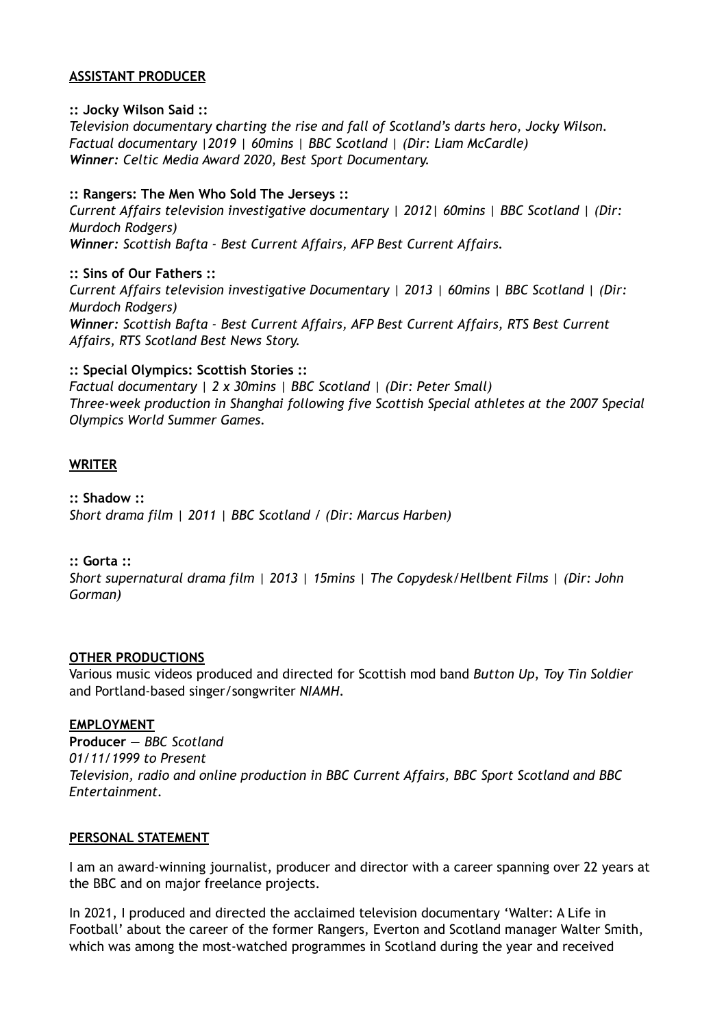**ASSISTANT PRODUCER**

**:: Jocky Wilson Said ::**
*Television documentary* **c***harting the rise and fall of Scotland's darts hero, Jocky Wilson.*
*Factual documentary |2019 | 60mins | BBC Scotland | (Dir: Liam McCardle)*
***Winner****: Celtic Media Award 2020, Best Sport Documentary.*

**:: Rangers: The Men Who Sold The Jerseys ::**
*Current Affairs television investigative documentary | 2012| 60mins | BBC Scotland | (Dir: Murdoch Rodgers)*
***Winner****: Scottish Bafta - Best Current Affairs, AFP Best Current Affairs.*

**:: Sins of Our Fathers ::**
*Current Affairs television investigative Documentary | 2013 | 60mins | BBC Scotland | (Dir: Murdoch Rodgers)*
***Winner****: Scottish Bafta - Best Current Affairs, AFP Best Current Affairs, RTS Best Current Affairs, RTS Scotland Best News Story.*

**:: Special Olympics: Scottish Stories ::**
*Factual documentary | 2 x 30mins | BBC Scotland | (Dir: Peter Small)*
*Three-week production in Shanghai following five Scottish Special athletes at the 2007 Special Olympics World Summer Games.*

**WRITER**

**:: Shadow ::**
*Short drama film | 2011 | BBC Scotland / (Dir: Marcus Harben)*

**:: Gorta ::**
*Short supernatural drama film | 2013 | 15mins | The Copydesk/Hellbent Films | (Dir: John Gorman)*

**OTHER PRODUCTIONS**

Various music videos produced and directed for Scottish mod band *Button Up*, *Toy Tin Soldier* and Portland-based singer/songwriter *NIAMH*.

**EMPLOYMENT**

**Producer** — *BBC Scotland*
*01/11/1999 to Present*
*Television, radio and online production in BBC Current Affairs, BBC Sport Scotland and BBC Entertainment.*

**PERSONAL STATEMENT**

I am an award-winning journalist, producer and director with a career spanning over 22 years at the BBC and on major freelance projects.

In 2021, I produced and directed the acclaimed television documentary 'Walter: A Life in Football' about the career of the former Rangers, Everton and Scotland manager Walter Smith, which was among the most-watched programmes in Scotland during the year and received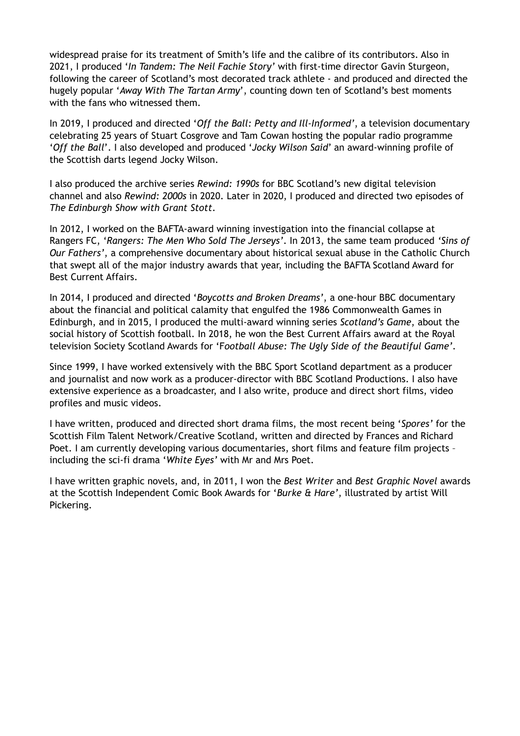widespread praise for its treatment of Smith's life and the calibre of its contributors. Also in 2021, I produced '*In Tandem: The Neil Fachie Story'* with first-time director Gavin Sturgeon, following the career of Scotland's most decorated track athlete - and produced and directed the hugely popular '*Away With The Tartan Army*', counting down ten of Scotland's best moments with the fans who witnessed them.

In 2019, I produced and directed '*Off the Ball: Petty and Ill-Informed'*, a television documentary celebrating 25 years of Stuart Cosgrove and Tam Cowan hosting the popular radio programme '*Off the Ball*'. I also developed and produced '*Jocky Wilson Said*' an award-winning profile of the Scottish darts legend Jocky Wilson.

I also produced the archive series *Rewind: 1990s* for BBC Scotland's new digital television channel and also *Rewind: 2000s* in 2020. Later in 2020, I produced and directed two episodes of *The Edinburgh Show with Grant Stott*.

In 2012, I worked on the BAFTA-award winning investigation into the financial collapse at Rangers FC, '*Rangers: The Men Who Sold The Jerseys'*. In 2013, the same team produced *'Sins of Our Fathers'*, a comprehensive documentary about historical sexual abuse in the Catholic Church that swept all of the major industry awards that year, including the BAFTA Scotland Award for Best Current Affairs.

In 2014, I produced and directed '*Boycotts and Broken Dreams'*, a one-hour BBC documentary about the financial and political calamity that engulfed the 1986 Commonwealth Games in Edinburgh, and in 2015, I produced the multi-award winning series *Scotland's Game*, about the social history of Scottish football. In 2018, he won the Best Current Affairs award at the Royal television Society Scotland Awards for 'F*ootball Abuse: The Ugly Side of the Beautiful Game'*.

Since 1999, I have worked extensively with the BBC Sport Scotland department as a producer and journalist and now work as a producer-director with BBC Scotland Productions. I also have extensive experience as a broadcaster, and I also write, produce and direct short films, video profiles and music videos.

I have written, produced and directed short drama films, the most recent being '*Spores'* for the Scottish Film Talent Network/Creative Scotland, written and directed by Frances and Richard Poet. I am currently developing various documentaries, short films and feature film projects – including the sci-fi drama '*White Eyes'* with Mr and Mrs Poet.

I have written graphic novels, and, in 2011, I won the *Best Writer* and *Best Graphic Novel* awards at the Scottish Independent Comic Book Awards for '*Burke & Hare'*, illustrated by artist Will Pickering.